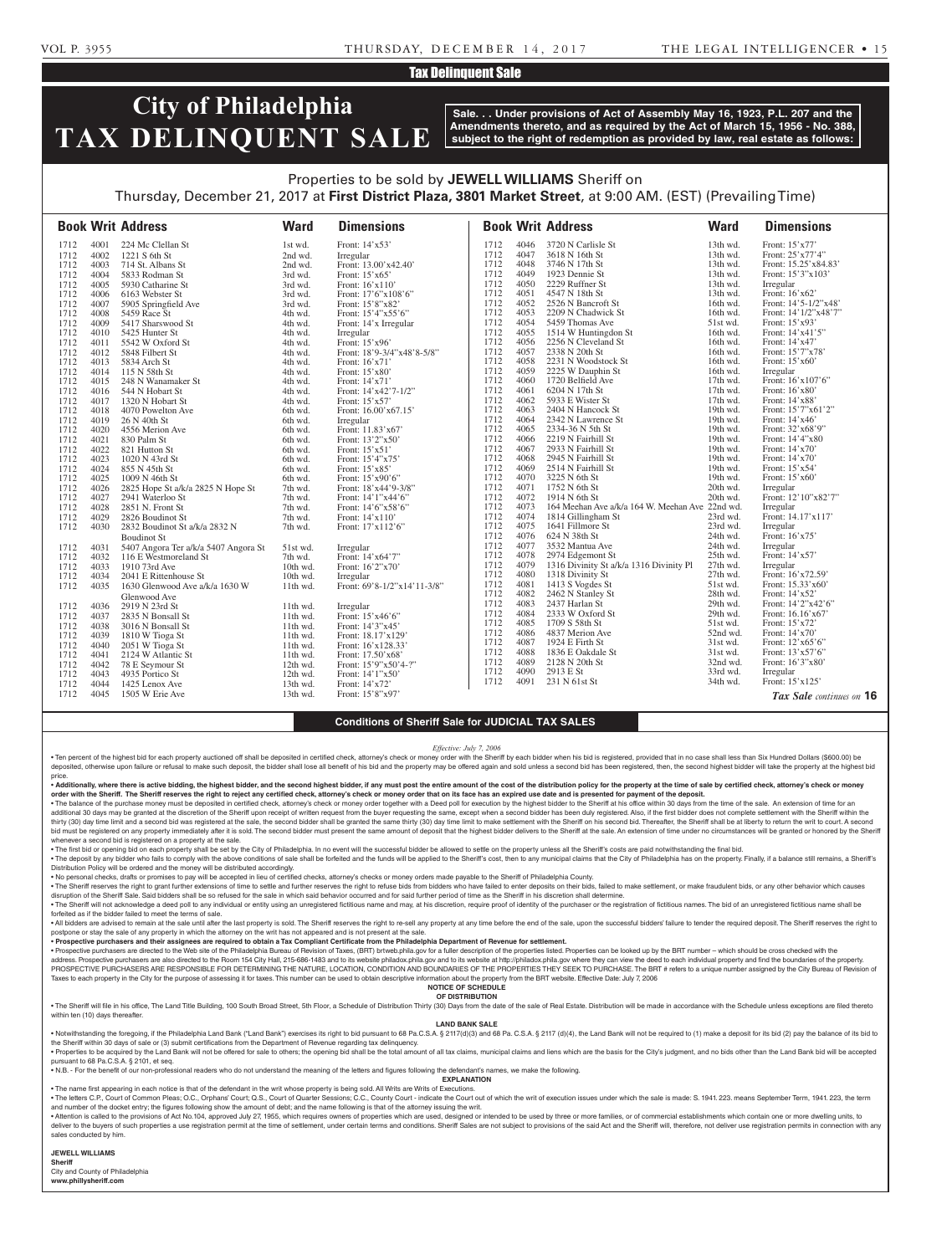## Tax Delinquent Sale

# City of Philadelphia TAX DELINQUENT SALE

**Sale. . . Under provisions of Act of Assembly May 16, 1923, P.L. 207 and the Amendments thereto, and as required by the Act of March 15, 1956 - No. 388, subject to the right of redemption as provided by law, real estate as follows:**

Properties to be sold by **JEWELL WILLIAMS** Sheriff on Thursday, December 21, 2017 at **First District Plaza, 3801 Market Street**, at 9:00 AM. (EST) (Prevailing Time)

| Book | Writ | Address | Ward | Dimensions |
|---|---|---|---|---|
| 1712 | 4001 | 224 Mc Clellan St | 1st wd. | Front: 14'x53' |
| 1712 | 4002 | 1221 S 6th St | 2nd wd. | Irregular |
| 1712 | 4003 | 714 St. Albans St | 2nd wd. | Front: 13.00'x42.40' |
| 1712 | 4004 | 5833 Rodman St | 3rd wd. | Front: 15'x65' |
| 1712 | 4005 | 5930 Catharine St | 3rd wd. | Front: 16'x110' |
| 1712 | 4006 | 6163 Webster St | 3rd wd. | Front: 17'6"x108'6" |
| 1712 | 4007 | 5905 Springfield Ave | 3rd wd. | Front: 15'8"x82' |
| 1712 | 4008 | 5459 Race St | 4th wd. | Front: 15'4"x55'6" |
| 1712 | 4009 | 5417 Sharswood St | 4th wd. | Front: 14'x Irregular |
| 1712 | 4010 | 5425 Hunter St | 4th wd. | Irregular |
| 1712 | 4011 | 5542 W Oxford St | 4th wd. | Front: 15'x96' |
| 1712 | 4012 | 5848 Filbert St | 4th wd. | Front: 18'9-3/4"x48'8-5/8" |
| 1712 | 4013 | 5834 Arch St | 4th wd. | Front: 16'x71' |
| 1712 | 4014 | 115 N 58th St | 4th wd. | Front: 15'x80' |
| 1712 | 4015 | 248 N Wanamaker St | 4th wd. | Front: 14'x71' |
| 1712 | 4016 | 544 N Hobart St | 4th wd. | Front: 14'x42'7-1/2" |
| 1712 | 4017 | 1320 N Hobart St | 4th wd. | Front: 15'x57' |
| 1712 | 4018 | 4070 Powelton Ave | 6th wd. | Front: 16.00'x67.15' |
| 1712 | 4019 | 26 N 40th St | 6th wd. | Irregular |
| 1712 | 4020 | 4556 Merion Ave | 6th wd. | Front: 11.83'x67' |
| 1712 | 4021 | 830 Palm St | 6th wd. | Front: 13'2"x50' |
| 1712 | 4022 | 821 Hutton St | 6th wd. | Front: 15'x51' |
| 1712 | 4023 | 1020 N 43rd St | 6th wd. | Front: 15'4"x75' |
| 1712 | 4024 | 855 N 45th St | 6th wd. | Front: 15'x85' |
| 1712 | 4025 | 1009 N 46th St | 6th wd. | Front: 15'x90'6" |
| 1712 | 4026 | 2825 Hope St a/k/a 2825 N Hope St | 7th wd. | Front: 18'x44'9-3/8" |
| 1712 | 4027 | 2941 Waterloo St | 7th wd. | Front: 14'1"x44'6" |
| 1712 | 4028 | 2851 N. Front St | 7th wd. | Front: 14'6"x58'6" |
| 1712 | 4029 | 2826 Boudinot St | 7th wd. | Front: 14'x110' |
| 1712 | 4030 | 2832 Boudinot St a/k/a 2832 N Boudinot St | 7th wd. | Front: 17'x112'6" |
| 1712 | 4031 | 5407 Angora Ter a/k/a 5407 Angora St | 51st wd. | Irregular |
| 1712 | 4032 | 116 E Westmoreland St | 7th wd. | Front: 14'x64'7" |
| 1712 | 4033 | 1910 73rd Ave | 10th wd. | Front: 16'2"x70' |
| 1712 | 4034 | 2041 E Rittenhouse St | 10th wd. | Irregular |
| 1712 | 4035 | 1630 Glenwood Ave a/k/a 1630 W Glenwood Ave | 11th wd. | Front: 69'8-1/2"x14'11-3/8" |
| 1712 | 4036 | 2919 N 23rd St | 11th wd. | Irregular |
| 1712 | 4037 | 2835 N Bonsall St | 11th wd. | Front: 15'x46'6" |
| 1712 | 4038 | 3016 N Bonsall St | 11th wd. | Front: 14'3"x45' |
| 1712 | 4039 | 1810 W Tioga St | 11th wd. | Front: 18.17'x129' |
| 1712 | 4040 | 2051 W Tioga St | 11th wd. | Front: 16'x128.33' |
| 1712 | 4041 | 2124 W Atlantic St | 11th wd. | Front: 17.50'x68' |
| 1712 | 4042 | 78 E Seymour St | 12th wd. | Front: 15'9"x50'4-?" |
| 1712 | 4043 | 4935 Portico St | 12th wd. | Front: 14'1"x50' |
| 1712 | 4044 | 1425 Lenox Ave | 13th wd. | Front: 14'x72' |
| 1712 | 4045 | 1505 W Erie Ave | 13th wd. | Front: 15'8"x97' |
| 1712 | 4046 | 3720 N Carlisle St | 13th wd. | Front: 15'x77' |
| 1712 | 4047 | 3618 N 16th St | 13th wd. | Front: 25'x77'4" |
| 1712 | 4048 | 3746 N 17th St | 13th wd. | Front: 15.25'x84.83' |
| 1712 | 4049 | 1923 Dennie St | 13th wd. | Front: 15'3"x103' |
| 1712 | 4050 | 2229 Ruffner St | 13th wd. | Irregular |
| 1712 | 4051 | 4547 N 18th St | 13th wd. | Front: 16'x62' |
| 1712 | 4052 | 2526 N Bancroft St | 16th wd. | Front: 14'5-1/2"x48' |
| 1712 | 4053 | 2209 N Chadwick St | 16th wd. | Front: 14'1/2"x48'7" |
| 1712 | 4054 | 5459 Thomas Ave | 51st wd. | Front: 15'x93' |
| 1712 | 4055 | 1514 W Huntingdon St | 16th wd. | Front: 14'x41'5" |
| 1712 | 4056 | 2256 N Cleveland St | 16th wd. | Front: 14'x47' |
| 1712 | 4057 | 2338 N 20th St | 16th wd. | Front: 15'7"x78' |
| 1712 | 4058 | 2231 N Woodstock St | 16th wd. | Front: 15'x60' |
| 1712 | 4059 | 2225 W Dauphin St | 16th wd. | Irregular |
| 1712 | 4060 | 1720 Belfield Ave | 17th wd. | Front: 16'x107'6" |
| 1712 | 4061 | 6204 N 17th St | 17th wd. | Front: 16'x80' |
| 1712 | 4062 | 5933 E Wister St | 17th wd. | Front: 14'x88' |
| 1712 | 4063 | 2404 N Hancock St | 19th wd. | Front: 15'7"x61'2" |
| 1712 | 4064 | 2342 N Lawrence St | 19th wd. | Front: 14'x46' |
| 1712 | 4065 | 2334-36 N 5th St | 19th wd. | Front: 32'x68'9" |
| 1712 | 4066 | 2219 N Fairhill St | 19th wd. | Front: 14'4"x80 |
| 1712 | 4067 | 2933 N Fairhill St | 19th wd. | Front: 14'x70' |
| 1712 | 4068 | 2945 N Fairhill St | 19th wd. | Front: 14'x70' |
| 1712 | 4069 | 2514 N Fairhill St | 19th wd. | Front: 15'x54' |
| 1712 | 4070 | 3225 N 6th St | 19th wd. | Front: 15'x60' |
| 1712 | 4071 | 1752 N 6th St | 20th wd. | Irregular |
| 1712 | 4072 | 1914 N 6th St | 20th wd. | Front: 12'10"x82'7" |
| 1712 | 4073 | 164 Meehan Ave a/k/a 164 W. Meehan Ave | 22nd wd. | Irregular |
| 1712 | 4074 | 1814 Gillingham St | 23rd wd. | Front: 14.17'x117' |
| 1712 | 4075 | 1641 Fillmore St | 23rd wd. | Irregular |
| 1712 | 4076 | 624 N 38th St | 24th wd. | Front: 16'x75' |
| 1712 | 4077 | 3532 Mantua Ave | 24th wd. | Irregular |
| 1712 | 4078 | 2974 Edgemont St | 25th wd. | Front: 14'x57' |
| 1712 | 4079 | 1316 Divinity St a/k/a 1316 Divinity Pl | 27th wd. | Irregular |
| 1712 | 4080 | 1318 Divinity St | 27th wd. | Front: 16'x72.59' |
| 1712 | 4081 | 1413 S Vogdes St | 51st wd. | Front: 15.33'x60' |
| 1712 | 4082 | 2462 N Stanley St | 28th wd. | Front: 14'x52' |
| 1712 | 4083 | 2437 Harlan St | 29th wd. | Front: 14'2"x42'6" |
| 1712 | 4084 | 2333 W Oxford St | 29th wd. | Front: 16.16'x67' |
| 1712 | 4085 | 1709 S 58th St | 51st wd. | Front: 15'x72' |
| 1712 | 4086 | 4837 Merion Ave | 52nd wd. | Front: 14'x70' |
| 1712 | 4087 | 1924 E Firth St | 31st wd. | Front: 12'x65'6" |
| 1712 | 4088 | 1836 E Oakdale St | 31st wd. | Front: 13'x57'6" |
| 1712 | 4089 | 2128 N 20th St | 32nd wd. | Front: 16'3"x80' |
| 1712 | 4090 | 2913 E St | 33rd wd. | Irregular |
| 1712 | 4091 | 231 N 61st St | 34th wd. | Front: 15'x125' |

*Tax Sale continues on* **16**

### Conditions of Sheriff Sale for JUDICIAL TAX SALES

*Effective: July 7, 2006*

• Ten percent of the highest bid for each property auctioned off shall be deposited in certified check, attorney's check or money order with the Sheriff by each bidder when his bid is registered, provided that in no case shall less than Six Hundred Dollars ($600.00) be deposited, otherwise upon failure or refusal to make such deposit, the bidder shall lose all benefit of his bid and the property may be offered again and sold unless a second bid has been registered, then, the second highest bidder will take the property at the highest bid price.

• **Additionally, where there is active bidding, the highest bidder, and the second highest bidder, if any must post the entire amount of the cost of the distribution policy for the property at the time of sale by certified check, attorney's check or money order with the Sheriff. The Sheriff reserves the right to reject any certified check, attorney's check or money order that on its face has an expired use date and is presented for payment of the deposit.**

• The balance of the purchase money must be deposited in certified check, attorney's check or money order together with a Deed poll for execution by the highest bidder to the Sheriff at his office within 30 days from the time of the sale. An extension of time for an additional 30 days may be granted at the discretion of the Sheriff upon receipt of written request from the buyer requesting the same, except when a second bidder has been duly registered. Also, if the first bidder does not complete settlement with the Sheriff within the thirty (30) day time limit and a second bid was registered at the sale, the second bidder shall be granted the same thirty (30) day time limit to make settlement with the Sheriff on his second bid. Thereafter, the Sheriff shall be at liberty to return the writ to court. A second bid must be registered on any property immediately after it is sold. The second bidder must present the same amount of deposit that the highest bidder delivers to the Sheriff at the sale. An extension of time under no circumstances will be granted or honored by the Sheriff whenever a second bid is registered on a property at the sale.

• The first bid or opening bid on each property shall be set by the City of Philadelphia. In no event will the successful bidder be allowed to settle on the property unless all the Sheriff's costs are paid notwithstanding the final bid.

• The deposit by any bidder who fails to comply with the above conditions of sale shall be forfeited and the funds will be applied to the Sheriff's cost, then to any municipal claims that the City of Philadelphia has on the property. Finally, if a balance still remains, a Sheriff's Distribution Policy will be ordered and the money will be distributed accordingly.

• No personal checks, drafts or promises to pay will be accepted in lieu of certified checks, attorney's checks or money orders made payable to the Sheriff of Philadelphia County.

• The Sheriff reserves the right to grant further extensions of time to settle and further reserves the right to refuse bids from bidders who have failed to enter deposits on their bids, failed to make settlement, or make fraudulent bids, or any other behavior which causes disruption of the Sheriff Sale. Said bidders shall be so refused for the sale in which said behavior occurred and for said further period of time as the Sheriff in his discretion shall determine.

• The Sheriff will not acknowledge a deed poll to any individual or entity using an unregistered fictitious name and may, at his discretion, require proof of identity of the purchaser or the registration of fictitious names. The bid of an unregistered fictitious name shall be forfeited as if the bidder failed to meet the terms of sale.

• All bidders are advised to remain at the sale until after the last property is sold. The Sheriff reserves the right to re-sell any property at any time before the end of the sale, upon the successful bidders' failure to tender the required deposit. The Sheriff reserves the right to postpone or stay the sale of any property in which the attorney on the writ has not appeared and is not present at the sale.

• **Prospective purchasers and their assignees are required to obtain a Tax Compliant Certificate from the Philadelphia Department of Revenue for settlement.**

• Prospective purchasers are directed to the Web site of the Philadelphia Bureau of Revision of Taxes, (BRT) brtweb.phila.gov for a fuller description of the properties listed. Properties can be looked up by the BRT number – which should be cross checked with the address. Prospective purchasers are also directed to the Room 154 City Hall, 215-686-1483 and to its website philadox.phila.gov and to its website at http://philadox.phila.gov where they can view the deed to each individual property and find the boundaries of the property. PROSPECTIVE PURCHASERS ARE RESPONSIBLE FOR DETERMINING THE NATURE, LOCATION, CONDITION AND BOUNDARIES OF THE PROPERTIES THEY SEEK TO PURCHASE. The BRT # refers to a unique number assigned by the City Bureau of Revision of Taxes to each property in the City for the purpose of assessing it for taxes. This number can be used to obtain descriptive information about the property from the BRT website. Effective Date: July 7, 2006

**NOTICE OF SCHEDULE OF DISTRIBUTION**

• The Sheriff will file in his office, The Land Title Building, 100 South Broad Street, 5th Floor, a Schedule of Distribution Thirty (30) Days from the date of the sale of Real Estate. Distribution will be made in accordance with the Schedule unless exceptions are filed thereto within ten (10) days thereafter.

**LAND BANK SALE**

• Notwithstanding the foregoing, if the Philadelphia Land Bank ("Land Bank") exercises its right to bid pursuant to 68 Pa.C.S.A. § 2117(d)(3) and 68 Pa. C.S.A. § 2117 (d)(4), the Land Bank will not be required to (1) make a deposit for its bid (2) pay the balance of its bid to the Sheriff within 30 days of sale or (3) submit certifications from the Department of Revenue regarding tax delinquency.

• Properties to be acquired by the Land Bank will not be offered for sale to others; the opening bid shall be the total amount of all tax claims, municipal claims and liens which are the basis for the City's judgment, and no bids other than the Land Bank bid will be accepted pursuant to 68 Pa.C.S.A. § 2101, et seq.

• N.B. - For the benefit of our non-professional readers who do not understand the meaning of the letters and figures following the defendant's names, we make the following.

**EXPLANATION**

• The name first appearing in each notice is that of the defendant in the writ whose property is being sold. All Writs are Writs of Executions.

• The letters C.P., Court of Common Pleas; O.C., Orphans' Court; Q.S., Court of Quarter Sessions; C.C., County Court - indicate the Court out of which the writ of execution issues under which the sale is made: S. 1941. 223. means September Term, 1941. 223, the term and number of the docket entry; the figures following show the amount of debt; and the name following is that of the attorney issuing the writ.

• Attention is called to the provisions of Act No.104, approved July 27, 1955, which requires owners of properties which are used, designed or intended to be used by three or more families, or of commercial establishments which contain one or more dwelling units, to deliver to the buyers of such properties a use registration permit at the time of settlement, under certain terms and conditions. Sheriff Sales are not subject to provisions of the said Act and the Sheriff will, therefore, not deliver use registration permits in connection with any sales conducted by him.

**JEWELL WILLIAMS**
**Sheriff**
City and County of Philadelphia
**www.phillysheriff.com**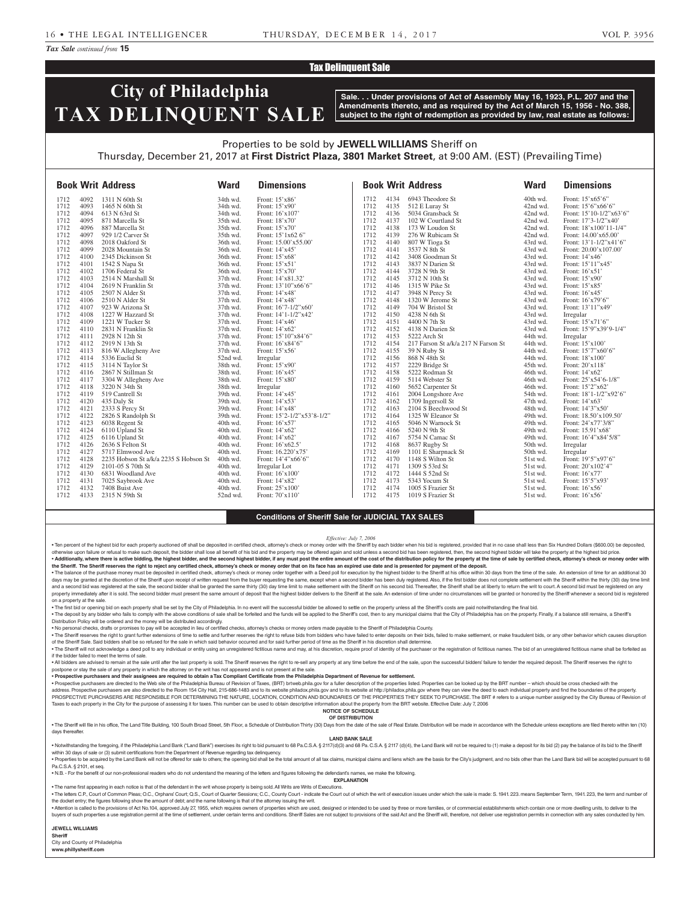*Tax Sale continued from* **15**

## Tax Delinquent Sale

# City of Philadelphia TAX DELINQUENT SALE

**Sale. . . Under provisions of Act of Assembly May 16, 1923, P.L. 207 and the Amendments thereto, and as required by the Act of March 15, 1956 - No. 388, subject to the right of redemption as provided by law, real estate as follows:**

Properties to be sold by **JEWELL WILLIAMS** Sheriff on Thursday, December 21, 2017 at **First District Plaza, 3801 Market Street**, at 9:00 AM. (EST) (Prevailing Time)

| Book | Writ | Address | Ward | Dimensions |
|---|---|---|---|---|
| 1712 | 4092 | 1311 N 60th St | 34th wd. | Front: 15'x86' |
| 1712 | 4093 | 1465 N 60th St | 34th wd. | Front: 15'x90' |
| 1712 | 4094 | 613 N 63rd St | 34th wd. | Front: 16'x107' |
| 1712 | 4095 | 871 Marcella St | 35th wd. | Front: 18'x70' |
| 1712 | 4096 | 887 Marcella St | 35th wd. | Front: 15'x70' |
| 1712 | 4097 | 929 1/2 Carver St | 35th wd. | Front: 15'1x62 6" |
| 1712 | 4098 | 2018 Oakford St | 36th wd. | Front: 15.00'x55.00' |
| 1712 | 4099 | 2028 Mountain St | 36th wd. | Front: 14'x45' |
| 1712 | 4100 | 2345 Dickinson St | 36th wd. | Front: 15'x68' |
| 1712 | 4101 | 1542 S Napa St | 36th wd. | Front: 15'x51' |
| 1712 | 4102 | 1706 Federal St | 36th wd. | Front: 15'x70' |
| 1712 | 4103 | 2514 N Marshall St | 37th wd. | Front: 14'x81.32' |
| 1712 | 4104 | 2619 N Franklin St | 37th wd. | Front: 13'10"x66'6" |
| 1712 | 4105 | 2507 N Alder St | 37th wd. | Front: 14'x48' |
| 1712 | 4106 | 2510 N Alder St | 37th wd. | Front: 14'x48' |
| 1712 | 4107 | 923 W Arizona St | 37th wd. | Front: 16'7-1/2"x60' |
| 1712 | 4108 | 1227 W Hazzard St | 37th wd. | Front: 14'1-1/2"x42' |
| 1712 | 4109 | 1221 W Tucker St | 37th wd. | Front: 14'x46' |
| 1712 | 4110 | 2831 N Franklin St | 37th wd. | Front: 14'x62' |
| 1712 | 4111 | 2928 N 12th St | 37th wd. | Front: 15'10"x84'6" |
| 1712 | 4112 | 2919 N 13th St | 37th wd. | Front: 16'x84'6" |
| 1712 | 4113 | 816 W Allegheny Ave | 37th wd. | Front: 15'x56' |
| 1712 | 4114 | 5336 Euclid St | 52nd wd. | Irregular |
| 1712 | 4115 | 3114 N Taylor St | 38th wd. | Front: 15'x90' |
| 1712 | 4116 | 2867 N Stillman St | 38th wd. | Front: 16'x45' |
| 1712 | 4117 | 3304 W Allegheny Ave | 38th wd. | Front: 15'x80' |
| 1712 | 4118 | 3220 N 34th St | 38th wd. | Irregular |
| 1712 | 4119 | 519 Cantrell St | 39th wd. | Front: 14'x45' |
| 1712 | 4120 | 435 Daly St | 39th wd. | Front: 14'x53' |
| 1712 | 4121 | 2333 S Percy St | 39th wd. | Front: 14'x48' |
| 1712 | 4122 | 2826 S Randolph St | 39th wd. | Front: 15'2-1/2"x53'8-1/2" |
| 1712 | 4123 | 6038 Regent St | 40th wd. | Front: 16'x57' |
| 1712 | 4124 | 6110 Upland St | 40th wd. | Front: 14'x62' |
| 1712 | 4125 | 6116 Upland St | 40th wd. | Front: 14'x62' |
| 1712 | 4126 | 2636 S Felton St | 40th wd. | Front: 16'x62.5' |
| 1712 | 4127 | 5717 Elmwood Ave | 40th wd. | Front: 16.220'x75' |
| 1712 | 4128 | 2235 Hobson St a/k/a 2235 S Hobson St | 40th wd. | Front: 14'4"x66'6" |
| 1712 | 4129 | 2101-05 S 70th St | 40th wd. | Irregular Lot |
| 1712 | 4130 | 6831 Woodland Ave | 40th wd. | Front: 16'x100' |
| 1712 | 4131 | 7025 Saybrook Ave | 40th wd. | Front: 14'x82' |
| 1712 | 4132 | 7408 Buist Ave | 40th wd. | Front: 25'x100' |
| 1712 | 4133 | 2315 N 59th St | 52nd wd. | Front: 70'x110' |
| 1712 | 4134 | 6943 Theodore St | 40th wd. | Front: 15'x65'6" |
| 1712 | 4135 | 512 E Luray St | 42nd wd. | Front: 15'6"x66'6" |
| 1712 | 4136 | 5034 Gransback St | 42nd wd. | Front: 15'10-1/2"x63'6" |
| 1712 | 4137 | 102 W Courtland St | 42nd wd. | Front: 17'3-1/2"x40' |
| 1712 | 4138 | 173 W Loudon St | 42nd wd. | Front: 18'x100'11-1/4" |
| 1712 | 4139 | 276 W Rubicam St | 42nd wd. | Front: 14.00'x65.00' |
| 1712 | 4140 | 807 W Tioga St | 43rd wd. | Front: 13'1-1/2"x41'6" |
| 1712 | 4141 | 3537 N 8th St | 43rd wd. | Front: 20.00'x107.00' |
| 1712 | 4142 | 3408 Goodman St | 43rd wd. | Front: 14'x46' |
| 1712 | 4143 | 3837 N Darien St | 43rd wd. | Front: 15'11"x45' |
| 1712 | 4144 | 3728 N 9th St | 43rd wd. | Front: 16'x51' |
| 1712 | 4145 | 3712 N 10th St | 43rd wd. | Front: 15'x90' |
| 1712 | 4146 | 1315 W Pike St | 43rd wd. | Front: 15'x85' |
| 1712 | 4147 | 3948 N Percy St | 43rd wd. | Front: 16'x45' |
| 1712 | 4148 | 1320 W Jerome St | 43rd wd. | Front: 16'x79'6" |
| 1712 | 4149 | 704 W Bristol St | 43rd wd. | Front: 13'11"x49' |
| 1712 | 4150 | 4238 N 6th St | 43rd wd. | Irregular |
| 1712 | 4151 | 4400 N 7th St | 43rd wd. | Front: 15'x71'6" |
| 1712 | 4152 | 4138 N Darien St | 43rd wd. | Front: 15'9"x39'9-1/4" |
| 1712 | 4153 | 5222 Arch St | 44th wd. | Irregular |
| 1712 | 4154 | 217 Farson St a/k/a 217 N Farson St | 44th wd. | Front: 15'x100' |
| 1712 | 4155 | 39 N Ruby St | 44th wd. | Front: 15'7"x60'6" |
| 1712 | 4156 | 868 N 48th St | 44th wd. | Front: 18'x100' |
| 1712 | 4157 | 2229 Bridge St | 45th wd. | Front: 20'x118' |
| 1712 | 4158 | 5222 Rodman St | 46th wd. | Front: 14'x62' |
| 1712 | 4159 | 5114 Webster St | 46th wd. | Front: 25'x54'6-1/8" |
| 1712 | 4160 | 5652 Carpenter St | 46th wd. | Front: 15'2"x62' |
| 1712 | 4161 | 2004 Longshore Ave | 54th wd. | Front: 18'1-1/2"x92'6" |
| 1712 | 4162 | 1709 Ingersoll St | 47th wd. | Front: 14'x63' |
| 1712 | 4163 | 2104 S Beechwood St | 48th wd. | Front: 14'3"x50' |
| 1712 | 4164 | 1325 W Eleanor St | 49th wd. | Front: 18.50'x109.50' |
| 1712 | 4165 | 5046 N Warnock St | 49th wd. | Front: 24'x77'3/8" |
| 1712 | 4166 | 5240 N 9th St | 49th wd. | Front: 15.91'x68' |
| 1712 | 4167 | 5754 N Camac St | 49th wd. | Front: 16'4"x84'5/8" |
| 1712 | 4168 | 8637 Rugby St | 50th wd. | Irregular |
| 1712 | 4169 | 1101 E Sharpnack St | 50th wd. | Irregular |
| 1712 | 4170 | 1148 S Wilton St | 51st wd. | Front: 19'5"x97'6" |
| 1712 | 4171 | 1309 S 53rd St | 51st wd. | Front: 20'x102'4" |
| 1712 | 4172 | 1444 S 52nd St | 51st wd. | Front: 16'x77' |
| 1712 | 4173 | 5343 Yocum St | 51st wd. | Front: 15'5"x93' |
| 1712 | 4174 | 1005 S Frazier St | 51st wd. | Front: 16'x56' |
| 1712 | 4175 | 1019 S Frazier St | 51st wd. | Front: 16'x56' |

### Conditions of Sheriff Sale for JUDICIAL TAX SALES

*Effective: July 7, 2006*

• Ten percent of the highest bid for each property auctioned off shall be deposited in certified check, attorney's check or money order with the Sheriff by each bidder when his bid is registered, provided that in no case shall less than Six Hundred Dollars ($600.00) be deposited, otherwise upon failure or refusal to make such deposit, the bidder shall lose all benefit of his bid and the property may be offered again and sold unless a second bid has been registered, then, the second highest bidder will take the property at the highest bid price.

• **Additionally, where there is active bidding, the highest bidder, and the second highest bidder, if any must post the entire amount of the cost of the distribution policy for the property at the time of sale by certified check, attorney's check or money order with the Sheriff. The Sheriff reserves the right to reject any certified check, attorney's check or money order that on its face has an expired use date and is presented for payment of the deposit.**

• The balance of the purchase money must be deposited in certified check, attorney's check or money order together with a Deed poll for execution by the highest bidder to the Sheriff at his office within 30 days from the time of the sale. An extension of time for an additional 30 days may be granted at the discretion of the Sheriff upon receipt of written request from the buyer requesting the same, except when a second bidder has been duly registered. Also, if the first bidder does not complete settlement with the Sheriff within the thirty (30) day time limit and a second bid was registered at the sale, the second bidder shall be granted the same thirty (30) day time limit to make settlement with the Sheriff on his second bid. Thereafter, the Sheriff shall be at liberty to return the writ to court. A second bid must be registered on any property immediately after it is sold. The second bidder must present the same amount of deposit that the highest bidder delivers to the Sheriff at the sale. An extension of time under no circumstances will be granted or honored by the Sheriff whenever a second bid is registered on a property at the sale.

• The first bid or opening bid on each property shall be set by the City of Philadelphia. In no event will the successful bidder be allowed to settle on the property unless all the Sheriff's costs are paid notwithstanding the final bid.

• The deposit by any bidder who fails to comply with the above conditions of sale shall be forfeited and the funds will be applied to the Sheriff's cost, then to any municipal claims that the City of Philadelphia has on the property. Finally, if a balance still remains, a Sheriff's Distribution Policy will be ordered and the money will be distributed accordingly.

• No personal checks, drafts or promises to pay will be accepted in lieu of certified checks, attorney's checks or money orders made payable to the Sheriff of Philadelphia County.

• The Sheriff reserves the right to grant further extensions of time to settle and further reserves the right to refuse bids from bidders who have failed to enter deposits on their bids, failed to make settlement, or make fraudulent bids, or any other behavior which causes disruption of the Sheriff Sale. Said bidders shall be so refused for the sale in which said behavior occurred and for said further period of time as the Sheriff in his discretion shall determine.

• The Sheriff will not acknowledge a deed poll to any individual or entity using an unregistered fictitious name and may, at his discretion, require proof of identity of the purchaser or the registration of fictitious names. The bid of an unregistered fictitious name shall be forfeited as if the bidder failed to meet the terms of sale.

• All bidders are advised to remain at the sale until after the last property is sold. The Sheriff reserves the right to re-sell any property at any time before the end of the sale, upon the successful bidders' failure to tender the required deposit. The Sheriff reserves the right to postpone or stay the sale of any property in which the attorney on the writ has not appeared and is not present at the sale.

• **Prospective purchasers and their assignees are required to obtain a Tax Compliant Certificate from the Philadelphia Department of Revenue for settlement.**

• Prospective purchasers are directed to the Web site of the Philadelphia Bureau of Revision of Taxes, (BRT) brtweb.phila.gov for a fuller description of the properties listed. Properties can be looked up by the BRT number – which should be cross checked with the address. Prospective purchasers are also directed to the Room 154 City Hall, 215-686-1483 and to its website philadox.phila.gov and to its website at http://philadox.phila.gov where they can view the deed to each individual property and find the boundaries of the property. PROSPECTIVE PURCHASERS ARE RESPONSIBLE FOR DETERMINING THE NATURE, LOCATION, CONDITION AND BOUNDARIES OF THE PROPERTIES THEY SEEK TO PURCHASE. The BRT # refers to a unique number assigned by the City Bureau of Revision of Taxes to each property in the City for the purpose of assessing it for taxes. This number can be used to obtain descriptive information about the property from the BRT website. Effective Date: July 7, 2006

**NOTICE OF SCHEDULE OF DISTRIBUTION**

• The Sheriff will file in his office, The Land Title Building, 100 South Broad Street, 5th Floor, a Schedule of Distribution Thirty (30) Days from the date of the sale of Real Estate. Distribution will be made in accordance with the Schedule unless exceptions are filed thereto within ten (10) days thereafter.

**LAND BANK SALE**

• Notwithstanding the foregoing, if the Philadelphia Land Bank ("Land Bank") exercises its right to bid pursuant to 68 Pa.C.S.A. § 2117(d)(3) and 68 Pa. C.S.A. § 2117 (d)(4), the Land Bank will not be required to (1) make a deposit for its bid (2) pay the balance of its bid to the Sheriff within 30 days of sale or (3) submit certifications from the Department of Revenue regarding tax delinquency.

• Properties to be acquired by the Land Bank will not be offered for sale to others; the opening bid shall be the total amount of all tax claims, municipal claims and liens which are the basis for the City's judgment, and no bids other than the Land Bank bid will be accepted pursuant to 68 Pa.C.S.A. § 2101, et seq.

• N.B. - For the benefit of our non-professional readers who do not understand the meaning of the letters and figures following the defendant's names, we make the following.

**EXPLANATION**

• The name first appearing in each notice is that of the defendant in the writ whose property is being sold. All Writs are Writs of Executions.

• The letters C.P., Court of Common Pleas; O.C., Orphans' Court; Q.S., Court of Quarter Sessions; C.C., County Court - indicate the Court out of which the writ of execution issues under which the sale is made: S. 1941. 223. means September Term, 1941. 223, the term and number of the docket entry; the figures following show the amount of debt; and the name following is that of the attorney issuing the writ.

• Attention is called to the provisions of Act No.104, approved July 27, 1955, which requires owners of properties which are used, designed or intended to be used by three or more families, or of commercial establishments which contain one or more dwelling units, to deliver to the buyers of such properties a use registration permit at the time of settlement, under certain terms and conditions. Sheriff Sales are not subject to provisions of the said Act and the Sheriff will, therefore, not deliver use registration permits in connection with any sales conducted by him.

**JEWELL WILLIAMS**
**Sheriff**
City and County of Philadelphia
**www.phillysheriff.com**